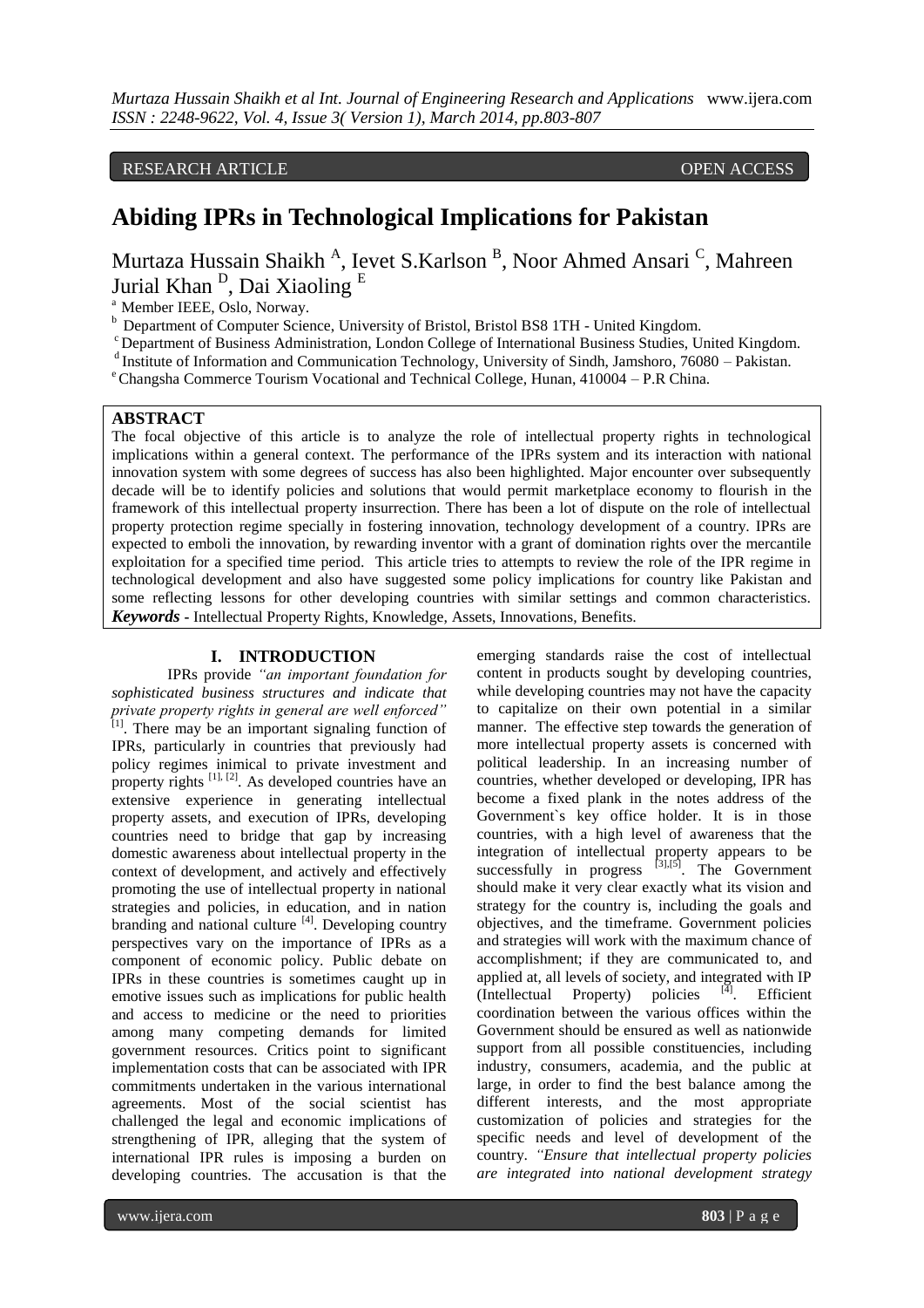RESEARCH ARTICLE OPEN ACCESS

# Abiding IPRs in Technological Implications for Pakistan

Murtaza Hussain Shaikh [A], Ievet S.Karlson [B], Noor Ahmed Ansari [C], Mahreen Jurial Khan [D], Dai Xiaoling [E]

[a] Member IEEE, Oslo, Norway.
[b] Department of Computer Science, University of Bristol, Bristol BS8 1TH - United Kingdom.
[c] Department of Business Administration, London College of International Business Studies, United Kingdom.
[d] Institute of Information and Communication Technology, University of Sindh, Jamshoro, 76080 – Pakistan.
[e] Changsha Commerce Tourism Vocational and Technical College, Hunan, 410004 – P.R China.

## ABSTRACT

The focal objective of this article is to analyze the role of intellectual property rights in technological implications within a general context. The performance of the IPRs system and its interaction with national innovation system with some degrees of success has also been highlighted. Major encounter over subsequently decade will be to identify policies and solutions that would permit marketplace economy to flourish in the framework of this intellectual property insurrection. There has been a lot of dispute on the role of intellectual property protection regime specially in fostering innovation, technology development of a country. IPRs are expected to emboli the innovation, by rewarding inventor with a grant of domination rights over the mercantile exploitation for a specified time period. This article tries to attempts to review the role of the IPR regime in technological development and also have suggested some policy implications for country like Pakistan and some reflecting lessons for other developing countries with similar settings and common characteristics.

***Keywords*** **-** Intellectual Property Rights, Knowledge, Assets, Innovations, Benefits.

## I. INTRODUCTION

IPRs provide *"an important foundation for sophisticated business structures and indicate that private property rights in general are well enforced"* [1]. There may be an important signaling function of IPRs, particularly in countries that previously had policy regimes inimical to private investment and property rights [1], [2]. As developed countries have an extensive experience in generating intellectual property assets, and execution of IPRs, developing countries need to bridge that gap by increasing domestic awareness about intellectual property in the context of development, and actively and effectively promoting the use of intellectual property in national strategies and policies, in education, and in nation branding and national culture [4]. Developing country perspectives vary on the importance of IPRs as a component of economic policy. Public debate on IPRs in these countries is sometimes caught up in emotive issues such as implications for public health and access to medicine or the need to priorities among many competing demands for limited government resources. Critics point to significant implementation costs that can be associated with IPR commitments undertaken in the various international agreements. Most of the social scientist has challenged the legal and economic implications of strengthening of IPR, alleging that the system of international IPR rules is imposing a burden on developing countries. The accusation is that the emerging standards raise the cost of intellectual content in products sought by developing countries, while developing countries may not have the capacity to capitalize on their own potential in a similar manner. The effective step towards the generation of more intellectual property assets is concerned with political leadership. In an increasing number of countries, whether developed or developing, IPR has become a fixed plank in the notes address of the Government`s key office holder. It is in those countries, with a high level of awareness that the integration of intellectual property appears to be successfully in progress [3],[5]. The Government should make it very clear exactly what its vision and strategy for the country is, including the goals and objectives, and the timeframe. Government policies and strategies will work with the maximum chance of accomplishment; if they are communicated to, and applied at, all levels of society, and integrated with IP (Intellectual Property) policies [4]. Efficient coordination between the various offices within the Government should be ensured as well as nationwide support from all possible constituencies, including industry, consumers, academia, and the public at large, in order to find the best balance among the different interests, and the most appropriate customization of policies and strategies for the specific needs and level of development of the country. *"Ensure that intellectual property policies are integrated into national development strategy*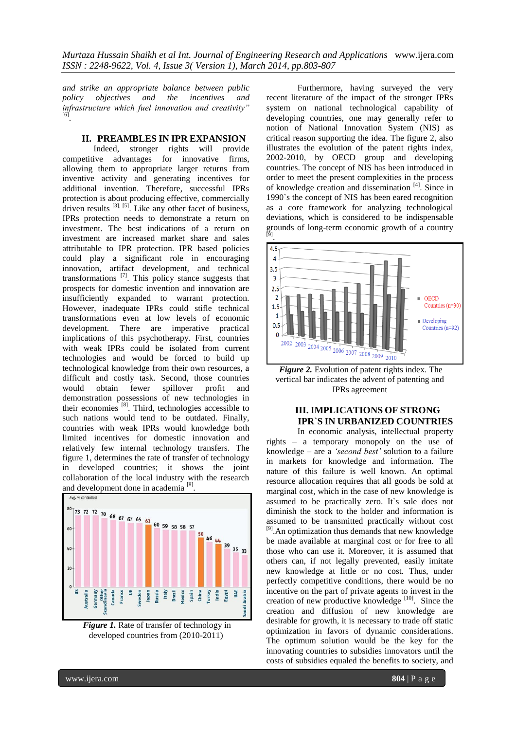*and strike an appropriate balance between public policy objectives and the incentives and infrastructure which fuel innovation and creativity"* [6].

## II. PREAMBLES IN IPR EXPANSION

Indeed, stronger rights will provide competitive advantages for innovative firms, allowing them to appropriate larger returns from inventive activity and generating incentives for additional invention. Therefore, successful IPRs protection is about producing effective, commercially driven results [3], [5]. Like any other facet of business, IPRs protection needs to demonstrate a return on investment. The best indications of a return on investment are increased market share and sales attributable to IPR protection. IPR based policies could play a significant role in encouraging innovation, artifact development, and technical transformations [7]. This policy stance suggests that prospects for domestic invention and innovation are insufficiently expanded to warrant protection. However, inadequate IPRs could stifle technical transformations even at low levels of economic development. There are imperative practical implications of this psychotherapy. First, countries with weak IPRs could be isolated from current technologies and would be forced to build up technological knowledge from their own resources, a difficult and costly task. Second, those countries would obtain fewer spillover profit and demonstration possessions of new technologies in their economies [8]. Third, technologies accessible to such nations would tend to be outdated. Finally, countries with weak IPRs would knowledge both limited incentives for domestic innovation and relatively few internal technology transfers. The figure 1, determines the rate of transfer of technology in developed countries; it shows the joint collaboration of the local industry with the research and development done in academia [8].

***Figure 1.*** Rate of transfer of technology in developed countries from (2010-2011)

Furthermore, having surveyed the very recent literature of the impact of the stronger IPRs system on national technological capability of developing countries, one may generally refer to notion of National Innovation System (NIS) as critical reason supporting the idea. The figure 2, also illustrates the evolution of the patent rights index, 2002-2010, by OECD group and developing countries. The concept of NIS has been introduced in order to meet the present complexities in the process of knowledge creation and dissemination [4]. Since in 1990`s the concept of NIS has been eared recognition as a core framework for analyzing technological deviations, which is considered to be indispensable grounds of long-term economic growth of a country [9].

***Figure 2.*** Evolution of patent rights index. The vertical bar indicates the advent of patenting and IPRs agreement

## III. IMPLICATIONS OF STRONG IPR`S IN URBANIZED COUNTRIES

In economic analysis, intellectual property rights – a temporary monopoly on the use of knowledge – are a *'second best'* solution to a failure in markets for knowledge and information. The nature of this failure is well known. An optimal resource allocation requires that all goods be sold at marginal cost, which in the case of new knowledge is assumed to be practically zero. It`s sale does not diminish the stock to the holder and information is assumed to be transmitted practically without cost [9]. An optimization thus demands that new knowledge be made available at marginal cost or for free to all those who can use it. Moreover, it is assumed that others can, if not legally prevented, easily imitate new knowledge at little or no cost. Thus, under perfectly competitive conditions, there would be no incentive on the part of private agents to invest in the creation of new productive knowledge [10]. Since the creation and diffusion of new knowledge are desirable for growth, it is necessary to trade off static optimization in favors of dynamic considerations. The optimum solution would be the key for the innovating countries to subsidies innovators until the costs of subsidies equaled the benefits to society, and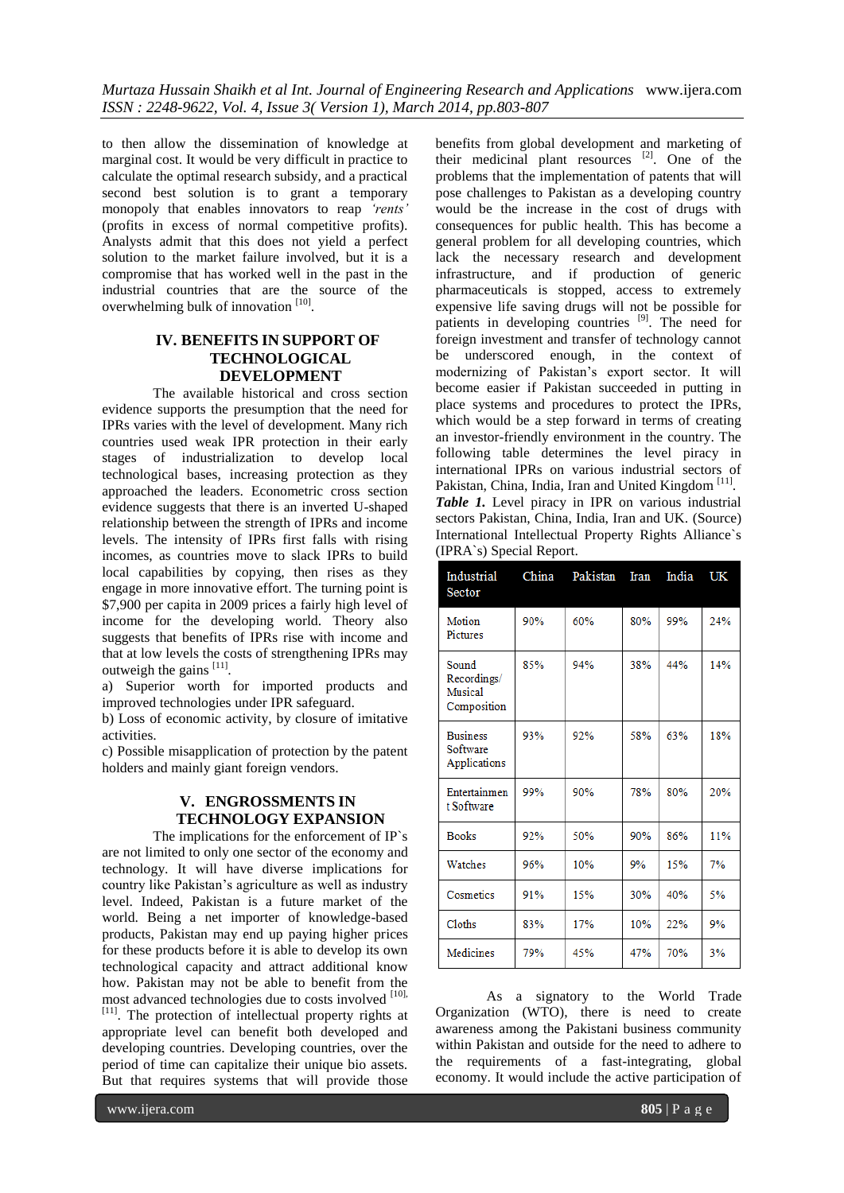to then allow the dissemination of knowledge at marginal cost. It would be very difficult in practice to calculate the optimal research subsidy, and a practical second best solution is to grant a temporary monopoly that enables innovators to reap *'rents'* (profits in excess of normal competitive profits). Analysts admit that this does not yield a perfect solution to the market failure involved, but it is a compromise that has worked well in the past in the industrial countries that are the source of the overwhelming bulk of innovation [10].

## IV. BENEFITS IN SUPPORT OF TECHNOLOGICAL DEVELOPMENT

The available historical and cross section evidence supports the presumption that the need for IPRs varies with the level of development. Many rich countries used weak IPR protection in their early stages of industrialization to develop local technological bases, increasing protection as they approached the leaders. Econometric cross section evidence suggests that there is an inverted U-shaped relationship between the strength of IPRs and income levels. The intensity of IPRs first falls with rising incomes, as countries move to slack IPRs to build local capabilities by copying, then rises as they engage in more innovative effort. The turning point is $7,900 per capita in 2009 prices a fairly high level of income for the developing world. Theory also suggests that benefits of IPRs rise with income and that at low levels the costs of strengthening IPRs may outweigh the gains [11].

a) Superior worth for imported products and improved technologies under IPR safeguard.
b) Loss of economic activity, by closure of imitative activities.
c) Possible misapplication of protection by the patent holders and mainly giant foreign vendors.

## V. ENGROSSMENTS IN TECHNOLOGY EXPANSION

The implications for the enforcement of IP`s are not limited to only one sector of the economy and technology. It will have diverse implications for country like Pakistan's agriculture as well as industry level. Indeed, Pakistan is a future market of the world. Being a net importer of knowledge-based products, Pakistan may end up paying higher prices for these products before it is able to develop its own technological capacity and attract additional know how. Pakistan may not be able to benefit from the most advanced technologies due to costs involved [10], [11]. The protection of intellectual property rights at appropriate level can benefit both developed and developing countries. Developing countries, over the period of time can capitalize their unique bio assets. But that requires systems that will provide those benefits from global development and marketing of their medicinal plant resources [2]. One of the problems that the implementation of patents that will pose challenges to Pakistan as a developing country would be the increase in the cost of drugs with consequences for public health. This has become a general problem for all developing countries, which lack the necessary research and development infrastructure, and if production of generic pharmaceuticals is stopped, access to extremely expensive life saving drugs will not be possible for patients in developing countries [9]. The need for foreign investment and transfer of technology cannot be underscored enough, in the context of modernizing of Pakistan's export sector. It will become easier if Pakistan succeeded in putting in place systems and procedures to protect the IPRs, which would be a step forward in terms of creating an investor-friendly environment in the country. The following table determines the level piracy in international IPRs on various industrial sectors of Pakistan, China, India, Iran and United Kingdom [11].

***Table 1.*** Level piracy in IPR on various industrial sectors Pakistan, China, India, Iran and UK. (Source) International Intellectual Property Rights Alliance`s (IPRA`s) Special Report.

| Industrial Sector | China | Pakistan | Iran | India | UK |
|---|---|---|---|---|---|
| Motion Pictures | 90% | 60% | 80% | 99% | 24% |
| Sound Recordings/ Musical Composition | 85% | 94% | 38% | 44% | 14% |
| Business Software Applications | 93% | 92% | 58% | 63% | 18% |
| Entertainment Software | 99% | 90% | 78% | 80% | 20% |
| Books | 92% | 50% | 90% | 86% | 11% |
| Watches | 96% | 10% | 9% | 15% | 7% |
| Cosmetics | 91% | 15% | 30% | 40% | 5% |
| Cloths | 83% | 17% | 10% | 22% | 9% |
| Medicines | 79% | 45% | 47% | 70% | 3% |

As a signatory to the World Trade Organization (WTO), there is need to create awareness among the Pakistani business community within Pakistan and outside for the need to adhere to the requirements of a fast-integrating, global economy. It would include the active participation of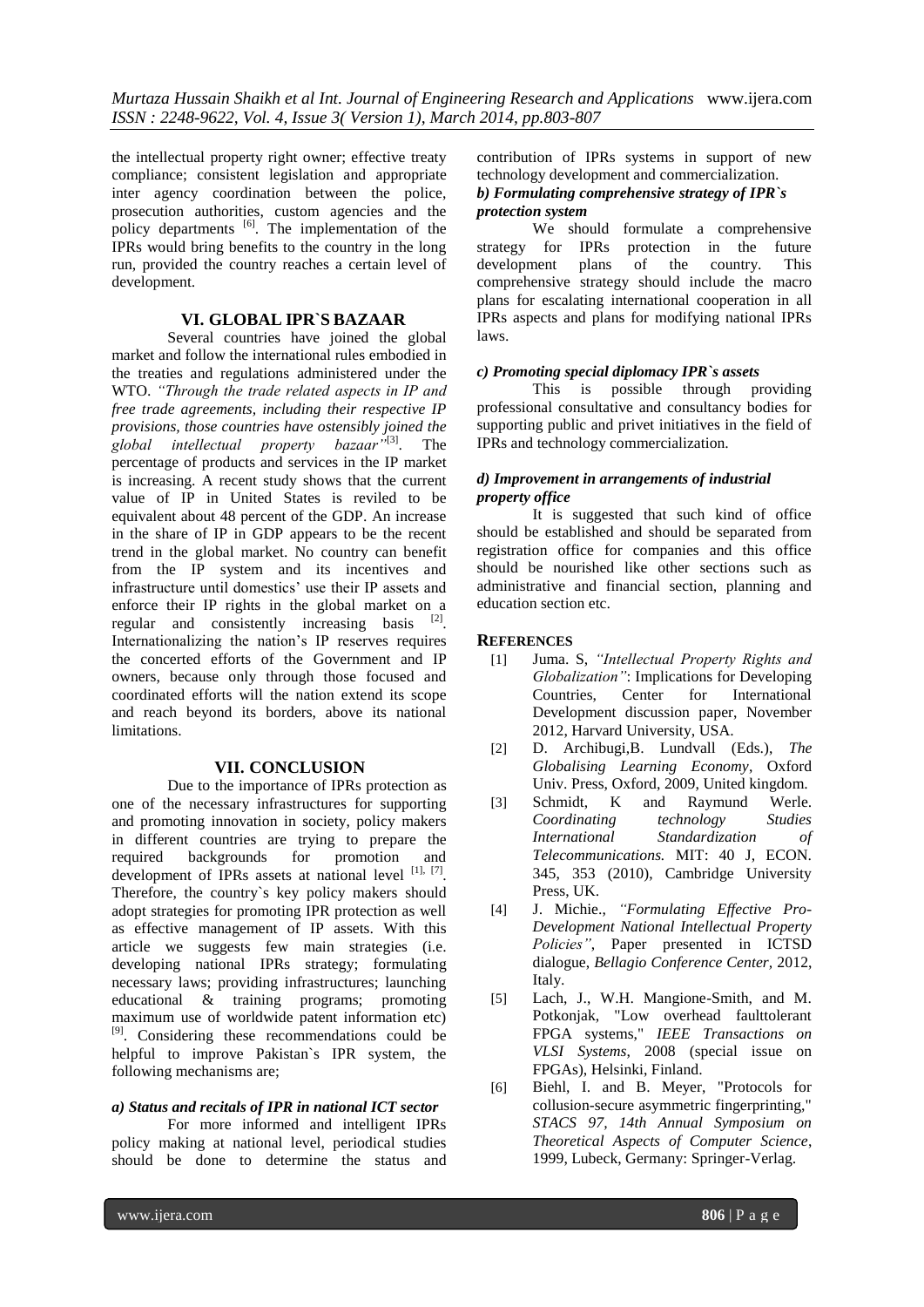the intellectual property right owner; effective treaty compliance; consistent legislation and appropriate inter agency coordination between the police, prosecution authorities, custom agencies and the policy departments [6]. The implementation of the IPRs would bring benefits to the country in the long run, provided the country reaches a certain level of development.

## VI. GLOBAL IPR`S BAZAAR

Several countries have joined the global market and follow the international rules embodied in the treaties and regulations administered under the WTO. *"Through the trade related aspects in IP and free trade agreements, including their respective IP provisions, those countries have ostensibly joined the global intellectual property bazaar"*[3]. The percentage of products and services in the IP market is increasing. A recent study shows that the current value of IP in United States is reviled to be equivalent about 48 percent of the GDP. An increase in the share of IP in GDP appears to be the recent trend in the global market. No country can benefit from the IP system and its incentives and infrastructure until domestics' use their IP assets and enforce their IP rights in the global market on a regular and consistently increasing basis [2]. Internationalizing the nation's IP reserves requires the concerted efforts of the Government and IP owners, because only through those focused and coordinated efforts will the nation extend its scope and reach beyond its borders, above its national limitations.

## VII. CONCLUSION

Due to the importance of IPRs protection as one of the necessary infrastructures for supporting and promoting innovation in society, policy makers in different countries are trying to prepare the required backgrounds for promotion and development of IPRs assets at national level [1], [7]. Therefore, the country`s key policy makers should adopt strategies for promoting IPR protection as well as effective management of IP assets. With this article we suggests few main strategies (i.e. developing national IPRs strategy; formulating necessary laws; providing infrastructures; launching educational & training programs; promoting maximum use of worldwide patent information etc) [9]. Considering these recommendations could be helpful to improve Pakistan`s IPR system, the following mechanisms are;

***a) Status and recitals of IPR in national ICT sector***

For more informed and intelligent IPRs policy making at national level, periodical studies should be done to determine the status and contribution of IPRs systems in support of new technology development and commercialization.

***b) Formulating comprehensive strategy of IPR`s protection system***

We should formulate a comprehensive strategy for IPRs protection in the future development plans of the country. This comprehensive strategy should include the macro plans for escalating international cooperation in all IPRs aspects and plans for modifying national IPRs laws.

***c) Promoting special diplomacy IPR`s assets***

This is possible through providing professional consultative and consultancy bodies for supporting public and privet initiatives in the field of IPRs and technology commercialization.

***d) Improvement in arrangements of industrial property office***

It is suggested that such kind of office should be established and should be separated from registration office for companies and this office should be nourished like other sections such as administrative and financial section, planning and education section etc.

## REFERENCES

[1] Juma. S, *"Intellectual Property Rights and Globalization"*: Implications for Developing Countries, Center for International Development discussion paper, November 2012, Harvard University, USA.

[2] D. Archibugi,B. Lundvall (Eds.), *The Globalising Learning Economy*, Oxford Univ. Press, Oxford, 2009, United kingdom.

[3] Schmidt, K and Raymund Werle. *Coordinating technology Studies International Standardization of Telecommunications.* MIT: 40 J, ECON. 345, 353 (2010), Cambridge University Press, UK.

[4] J. Michie., *"Formulating Effective Pro-Development National Intellectual Property Policies"*, Paper presented in ICTSD dialogue, *Bellagio Conference Center*, 2012, Italy.

[5] Lach, J., W.H. Mangione-Smith, and M. Potkonjak, "Low overhead faulttolerant FPGA systems," *IEEE Transactions on VLSI Systems*, 2008 (special issue on FPGAs), Helsinki, Finland.

[6] Biehl, I. and B. Meyer, "Protocols for collusion-secure asymmetric fingerprinting," *STACS 97, 14th Annual Symposium on Theoretical Aspects of Computer Science*, 1999, Lubeck, Germany: Springer-Verlag.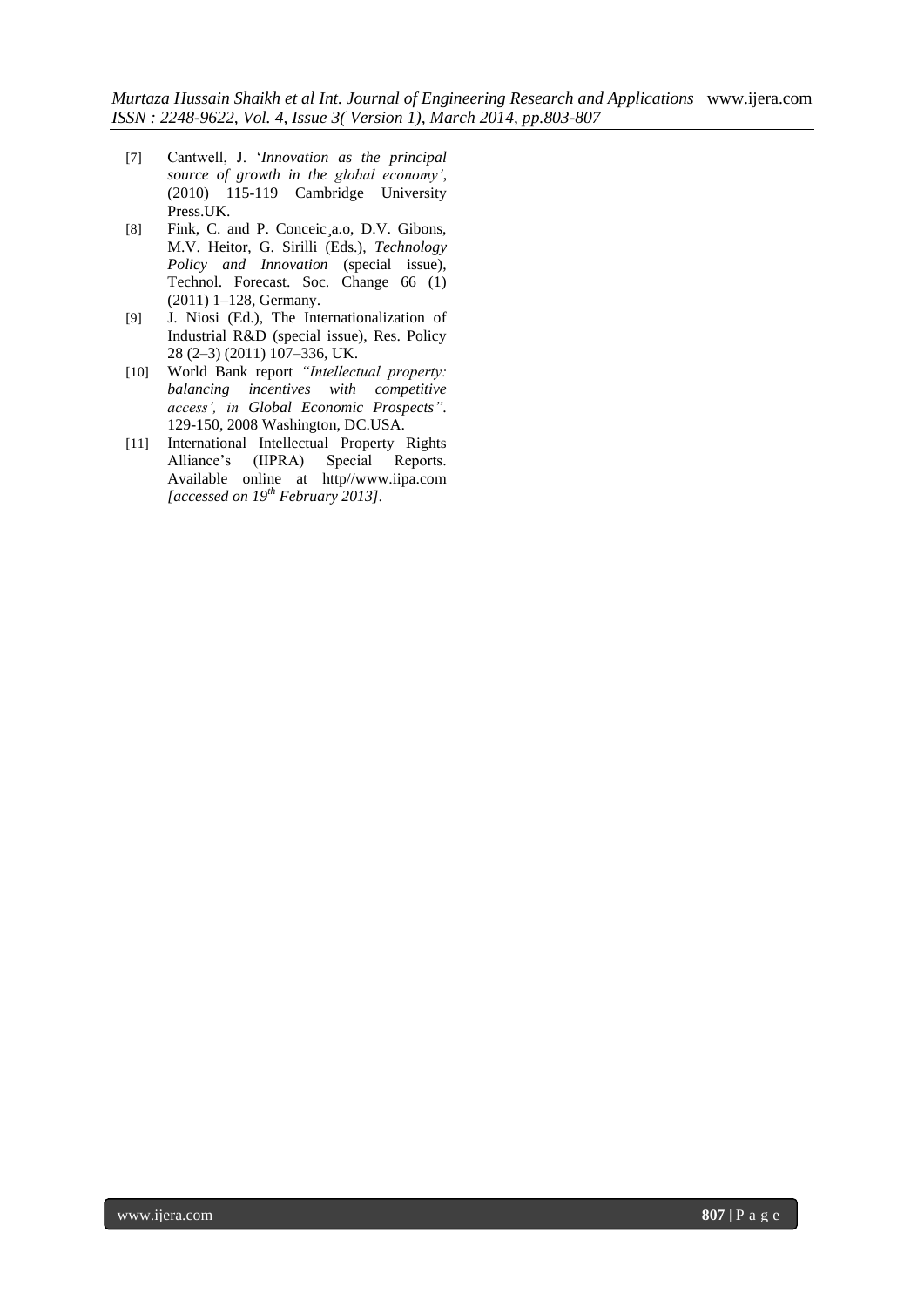[7] Cantwell, J. '*Innovation as the principal source of growth in the global economy'*, (2010) 115-119 Cambridge University Press.UK.

[8] Fink, C. and P. Conceic¸a.o, D.V. Gibons, M.V. Heitor, G. Sirilli (Eds.), *Technology Policy and Innovation* (special issue), Technol. Forecast. Soc. Change 66 (1) (2011) 1–128, Germany.

[9] J. Niosi (Ed.), The Internationalization of Industrial R&D (special issue), Res. Policy 28 (2–3) (2011) 107–336, UK.

[10] World Bank report *"Intellectual property: balancing incentives with competitive access', in Global Economic Prospects"*. 129-150, 2008 Washington, DC.USA.

[11] International Intellectual Property Rights Alliance's (IIPRA) Special Reports. Available online at http//www.iipa.com *[accessed on 19th February 2013]*.